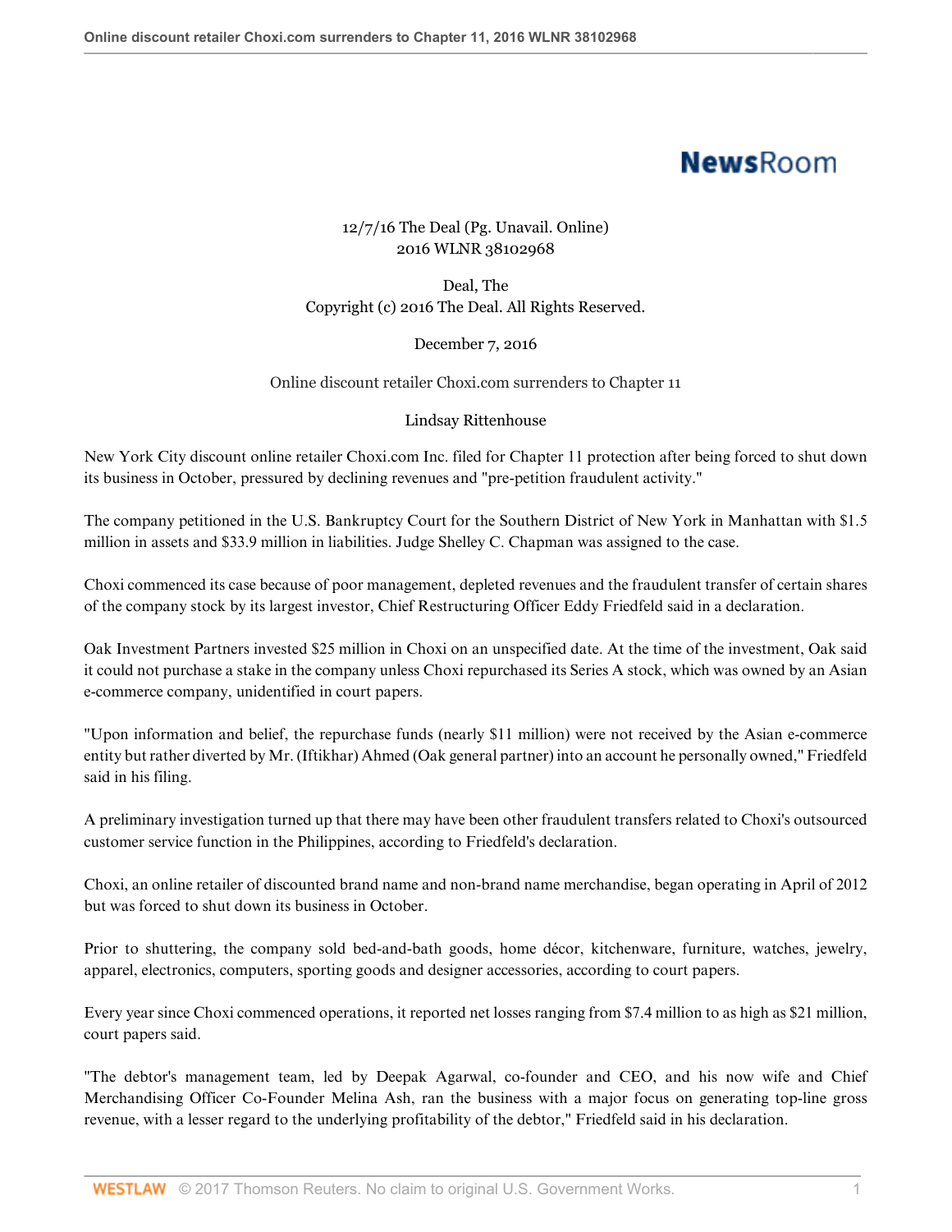12/7/16 The Deal (Pg. Unavail. Online)
2016 WLNR 38102968

Deal, The
Copyright (c) 2016 The Deal. All Rights Reserved.

December 7, 2016

# Online discount retailer Choxi.com surrenders to Chapter 11

Lindsay Rittenhouse

New York City discount online retailer Choxi.com Inc. filed for Chapter 11 protection after being forced to shut down its business in October, pressured by declining revenues and "pre-petition fraudulent activity."

The company petitioned in the U.S. Bankruptcy Court for the Southern District of New York in Manhattan with $1.5 million in assets and $33.9 million in liabilities. Judge Shelley C. Chapman was assigned to the case.

Choxi commenced its case because of poor management, depleted revenues and the fraudulent transfer of certain shares of the company stock by its largest investor, Chief Restructuring Officer Eddy Friedfeld said in a declaration.

Oak Investment Partners invested $25 million in Choxi on an unspecified date. At the time of the investment, Oak said it could not purchase a stake in the company unless Choxi repurchased its Series A stock, which was owned by an Asian e-commerce company, unidentified in court papers.

"Upon information and belief, the repurchase funds (nearly $11 million) were not received by the Asian e-commerce entity but rather diverted by Mr. (Iftikhar) Ahmed (Oak general partner) into an account he personally owned," Friedfeld said in his filing.

A preliminary investigation turned up that there may have been other fraudulent transfers related to Choxi's outsourced customer service function in the Philippines, according to Friedfeld's declaration.

Choxi, an online retailer of discounted brand name and non-brand name merchandise, began operating in April of 2012 but was forced to shut down its business in October.

Prior to shuttering, the company sold bed-and-bath goods, home décor, kitchenware, furniture, watches, jewelry, apparel, electronics, computers, sporting goods and designer accessories, according to court papers.

Every year since Choxi commenced operations, it reported net losses ranging from $7.4 million to as high as $21 million, court papers said.

"The debtor's management team, led by Deepak Agarwal, co-founder and CEO, and his now wife and Chief Merchandising Officer Co-Founder Melina Ash, ran the business with a major focus on generating top-line gross revenue, with a lesser regard to the underlying profitability of the debtor," Friedfeld said in his declaration.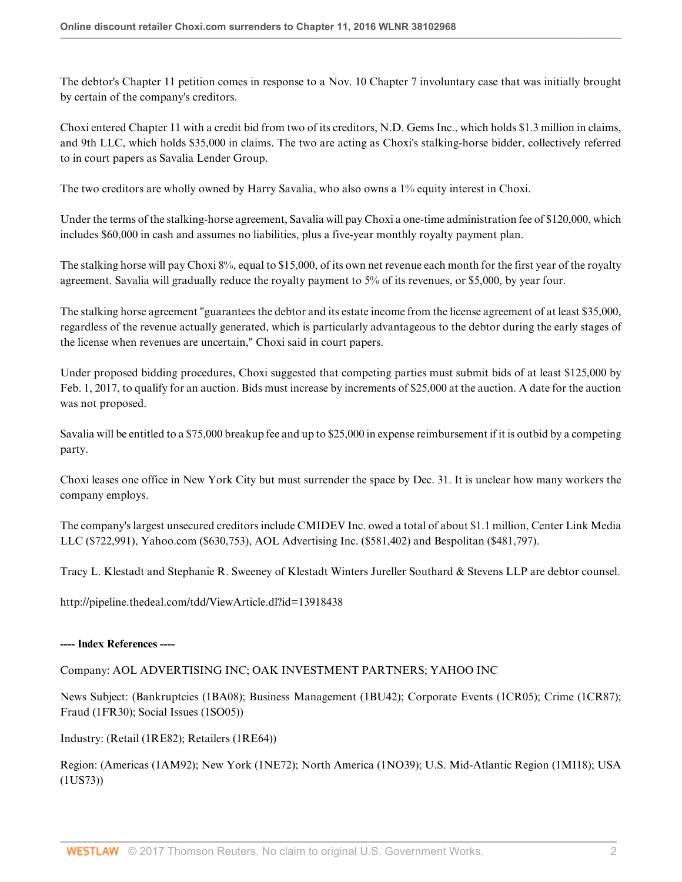The debtor's Chapter 11 petition comes in response to a Nov. 10 Chapter 7 involuntary case that was initially brought by certain of the company's creditors.

Choxi entered Chapter 11 with a credit bid from two of its creditors, N.D. Gems Inc., which holds $1.3 million in claims, and 9th LLC, which holds $35,000 in claims. The two are acting as Choxi's stalking-horse bidder, collectively referred to in court papers as Savalia Lender Group.

The two creditors are wholly owned by Harry Savalia, who also owns a 1% equity interest in Choxi.

Under the terms of the stalking-horse agreement, Savalia will pay Choxi a one-time administration fee of $120,000, which includes $60,000 in cash and assumes no liabilities, plus a five-year monthly royalty payment plan.

The stalking horse will pay Choxi 8%, equal to $15,000, of its own net revenue each month for the first year of the royalty agreement. Savalia will gradually reduce the royalty payment to 5% of its revenues, or $5,000, by year four.

The stalking horse agreement "guarantees the debtor and its estate income from the license agreement of at least $35,000, regardless of the revenue actually generated, which is particularly advantageous to the debtor during the early stages of the license when revenues are uncertain," Choxi said in court papers.

Under proposed bidding procedures, Choxi suggested that competing parties must submit bids of at least $125,000 by Feb. 1, 2017, to qualify for an auction. Bids must increase by increments of $25,000 at the auction. A date for the auction was not proposed.

Savalia will be entitled to a $75,000 breakup fee and up to $25,000 in expense reimbursement if it is outbid by a competing party.

Choxi leases one office in New York City but must surrender the space by Dec. 31. It is unclear how many workers the company employs.

The company's largest unsecured creditors include CMIDEV Inc. owed a total of about $1.1 million, Center Link Media LLC ($722,991), Yahoo.com ($630,753), AOL Advertising Inc. ($581,402) and Bespolitan ($481,797).

Tracy L. Klestadt and Stephanie R. Sweeney of Klestadt Winters Jureller Southard & Stevens LLP are debtor counsel.

http://pipeline.thedeal.com/tdd/ViewArticle.dl?id=13918438

**---- Index References ----**

Company: AOL ADVERTISING INC; OAK INVESTMENT PARTNERS; YAHOO INC

News Subject: (Bankruptcies (1BA08); Business Management (1BU42); Corporate Events (1CR05); Crime (1CR87); Fraud (1FR30); Social Issues (1SO05))

Industry: (Retail (1RE82); Retailers (1RE64))

Region: (Americas (1AM92); New York (1NE72); North America (1NO39); U.S. Mid-Atlantic Region (1MI18); USA (1US73))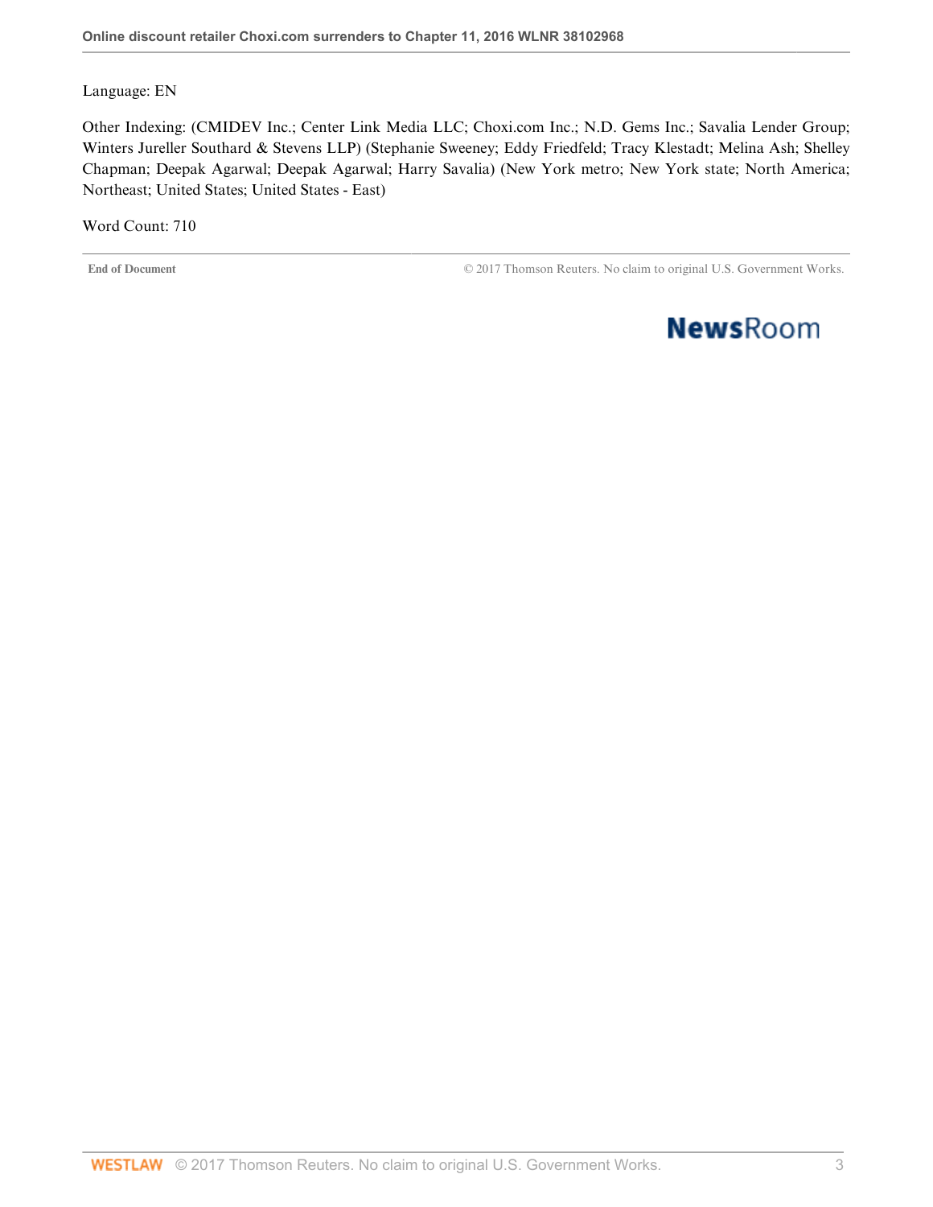Language: EN

Other Indexing: (CMIDEV Inc.; Center Link Media LLC; Choxi.com Inc.; N.D. Gems Inc.; Savalia Lender Group; Winters Jureller Southard & Stevens LLP) (Stephanie Sweeney; Eddy Friedfeld; Tracy Klestadt; Melina Ash; Shelley Chapman; Deepak Agarwal; Deepak Agarwal; Harry Savalia) (New York metro; New York state; North America; Northeast; United States; United States - East)

Word Count: 710

End of Document © 2017 Thomson Reuters. No claim to original U.S. Government Works.